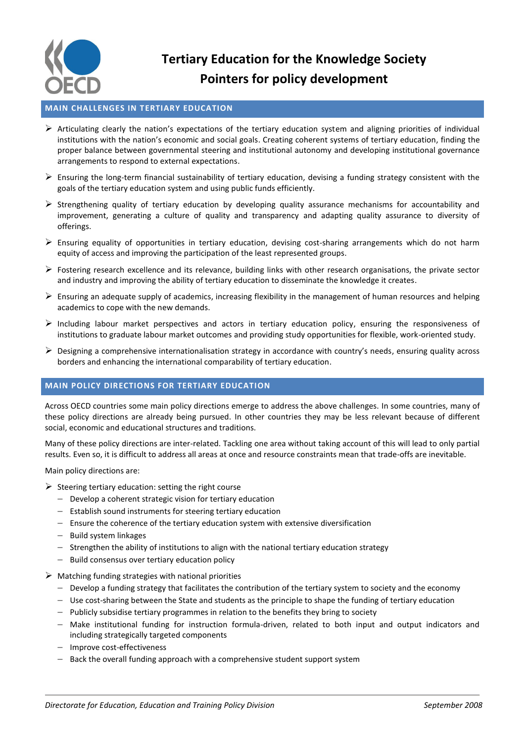# Tertiary Education for the Knowledge Society
# Pointers for policy development

## MAIN CHALLENGES IN TERTIARY EDUCATION

- Articulating clearly the nation's expectations of the tertiary education system and aligning priorities of individual institutions with the nation's economic and social goals. Creating coherent systems of tertiary education, finding the proper balance between governmental steering and institutional autonomy and developing institutional governance arrangements to respond to external expectations.
- Ensuring the long-term financial sustainability of tertiary education, devising a funding strategy consistent with the goals of the tertiary education system and using public funds efficiently.
- Strengthening quality of tertiary education by developing quality assurance mechanisms for accountability and improvement, generating a culture of quality and transparency and adapting quality assurance to diversity of offerings.
- Ensuring equality of opportunities in tertiary education, devising cost-sharing arrangements which do not harm equity of access and improving the participation of the least represented groups.
- Fostering research excellence and its relevance, building links with other research organisations, the private sector and industry and improving the ability of tertiary education to disseminate the knowledge it creates.
- Ensuring an adequate supply of academics, increasing flexibility in the management of human resources and helping academics to cope with the new demands.
- Including labour market perspectives and actors in tertiary education policy, ensuring the responsiveness of institutions to graduate labour market outcomes and providing study opportunities for flexible, work-oriented study.
- Designing a comprehensive internationalisation strategy in accordance with country's needs, ensuring quality across borders and enhancing the international comparability of tertiary education.

## MAIN POLICY DIRECTIONS FOR TERTIARY EDUCATION

Across OECD countries some main policy directions emerge to address the above challenges. In some countries, many of these policy directions are already being pursued. In other countries they may be less relevant because of different social, economic and educational structures and traditions.

Many of these policy directions are inter-related. Tackling one area without taking account of this will lead to only partial results. Even so, it is difficult to address all areas at once and resource constraints mean that trade-offs are inevitable.

Main policy directions are:

- Steering tertiary education: setting the right course
  - Develop a coherent strategic vision for tertiary education
  - Establish sound instruments for steering tertiary education
  - Ensure the coherence of the tertiary education system with extensive diversification
  - Build system linkages
  - Strengthen the ability of institutions to align with the national tertiary education strategy
  - Build consensus over tertiary education policy
- Matching funding strategies with national priorities
  - Develop a funding strategy that facilitates the contribution of the tertiary system to society and the economy
  - Use cost-sharing between the State and students as the principle to shape the funding of tertiary education
  - Publicly subsidise tertiary programmes in relation to the benefits they bring to society
  - Make institutional funding for instruction formula-driven, related to both input and output indicators and including strategically targeted components
  - Improve cost-effectiveness
  - Back the overall funding approach with a comprehensive student support system

*Directorate for Education, Education and Training Policy Division* — *September 2008*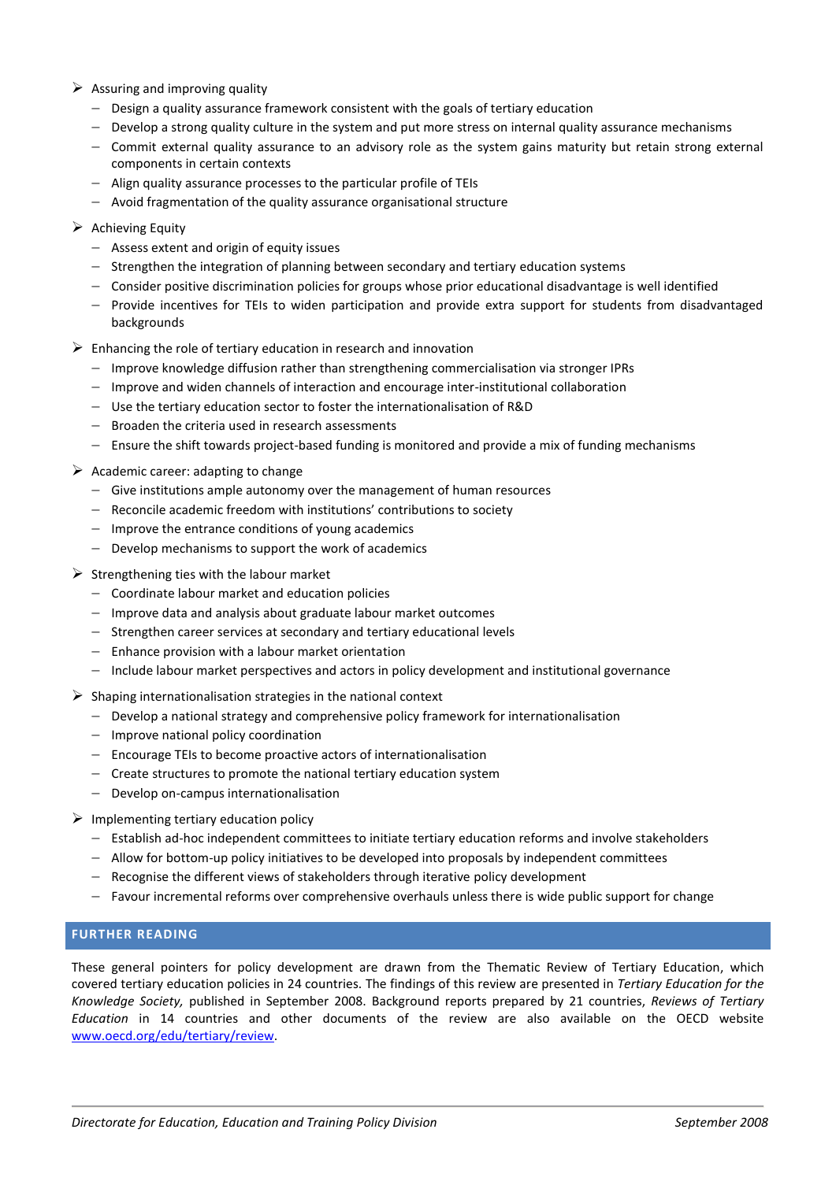- Assuring and improving quality
  - Design a quality assurance framework consistent with the goals of tertiary education
  - Develop a strong quality culture in the system and put more stress on internal quality assurance mechanisms
  - Commit external quality assurance to an advisory role as the system gains maturity but retain strong external components in certain contexts
  - Align quality assurance processes to the particular profile of TEIs
  - Avoid fragmentation of the quality assurance organisational structure
- Achieving Equity
  - Assess extent and origin of equity issues
  - Strengthen the integration of planning between secondary and tertiary education systems
  - Consider positive discrimination policies for groups whose prior educational disadvantage is well identified
  - Provide incentives for TEIs to widen participation and provide extra support for students from disadvantaged backgrounds
- Enhancing the role of tertiary education in research and innovation
  - Improve knowledge diffusion rather than strengthening commercialisation via stronger IPRs
  - Improve and widen channels of interaction and encourage inter-institutional collaboration
  - Use the tertiary education sector to foster the internationalisation of R&D
  - Broaden the criteria used in research assessments
  - Ensure the shift towards project-based funding is monitored and provide a mix of funding mechanisms
- Academic career: adapting to change
  - Give institutions ample autonomy over the management of human resources
  - Reconcile academic freedom with institutions' contributions to society
  - Improve the entrance conditions of young academics
  - Develop mechanisms to support the work of academics
- Strengthening ties with the labour market
  - Coordinate labour market and education policies
  - Improve data and analysis about graduate labour market outcomes
  - Strengthen career services at secondary and tertiary educational levels
  - Enhance provision with a labour market orientation
  - Include labour market perspectives and actors in policy development and institutional governance
- Shaping internationalisation strategies in the national context
  - Develop a national strategy and comprehensive policy framework for internationalisation
  - Improve national policy coordination
  - Encourage TEIs to become proactive actors of internationalisation
  - Create structures to promote the national tertiary education system
  - Develop on-campus internationalisation
- Implementing tertiary education policy
  - Establish ad-hoc independent committees to initiate tertiary education reforms and involve stakeholders
  - Allow for bottom-up policy initiatives to be developed into proposals by independent committees
  - Recognise the different views of stakeholders through iterative policy development
  - Favour incremental reforms over comprehensive overhauls unless there is wide public support for change

## FURTHER READING

These general pointers for policy development are drawn from the Thematic Review of Tertiary Education, which covered tertiary education policies in 24 countries. The findings of this review are presented in *Tertiary Education for the Knowledge Society,* published in September 2008. Background reports prepared by 21 countries, *Reviews of Tertiary Education* in 14 countries and other documents of the review are also available on the OECD website www.oecd.org/edu/tertiary/review.

*Directorate for Education, Education and Training Policy Division* *September 2008*